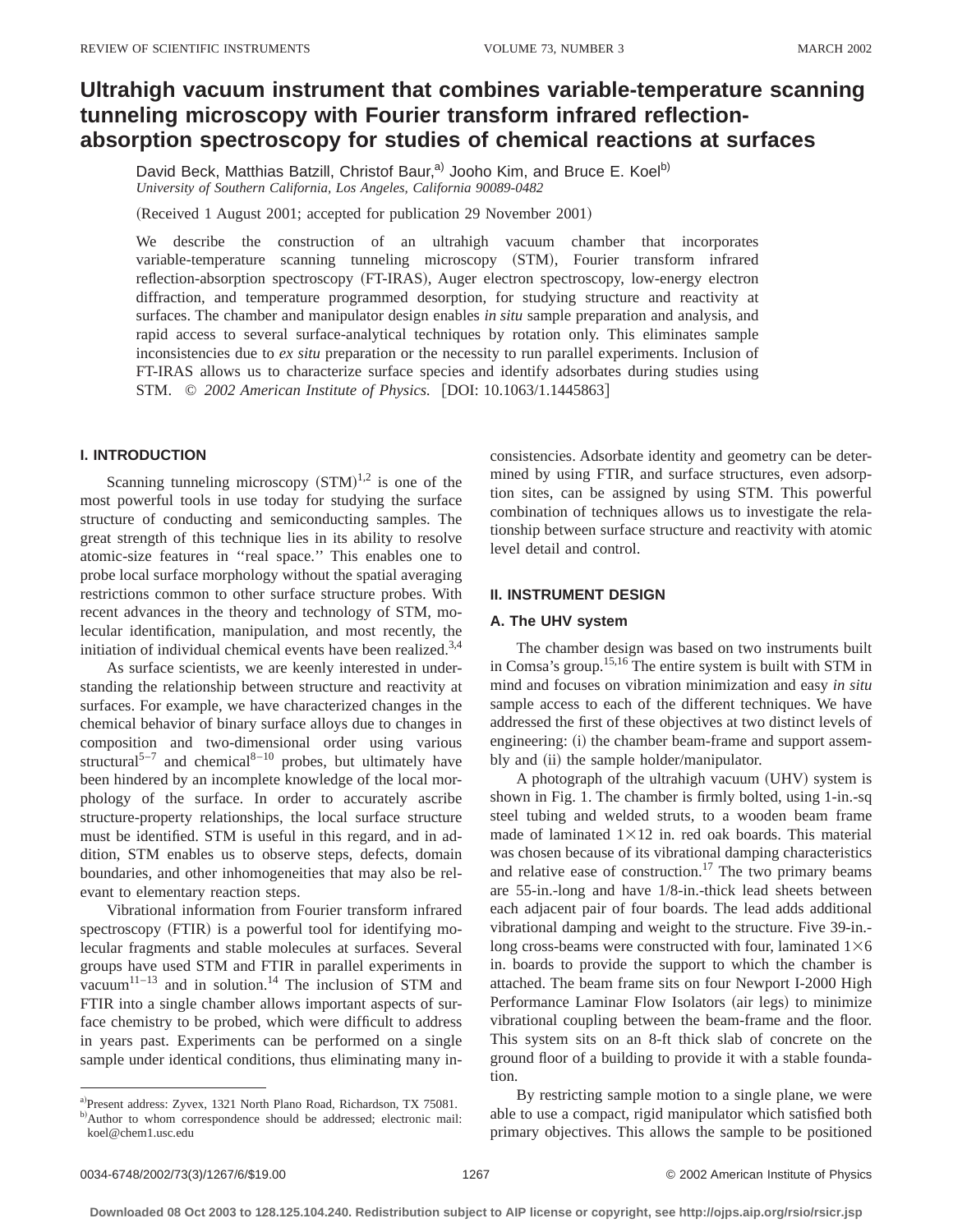# Ultrahigh vacuum instrument that combines variable-temperature scanning tunneling microscopy with Fourier transform infrared reflection-absorption spectroscopy for studies of chemical reactions at surfaces

David Beck, Matthias Batzill, Christof Baur,[a] Jooho Kim, and Bruce E. Koel[b]

*University of Southern California, Los Angeles, California 90089-0482*

(Received 1 August 2001; accepted for publication 29 November 2001)

We describe the construction of an ultrahigh vacuum chamber that incorporates variable-temperature scanning tunneling microscopy (STM), Fourier transform infrared reflection-absorption spectroscopy (FT-IRAS), Auger electron spectroscopy, low-energy electron diffraction, and temperature programmed desorption, for studying structure and reactivity at surfaces. The chamber and manipulator design enables *in situ* sample preparation and analysis, and rapid access to several surface-analytical techniques by rotation only. This eliminates sample inconsistencies due to *ex situ* preparation or the necessity to run parallel experiments. Inclusion of FT-IRAS allows us to characterize surface species and identify adsorbates during studies using STM. © *2002 American Institute of Physics.* [DOI: 10.1063/1.1445863]

## I. INTRODUCTION

Scanning tunneling microscopy (STM)[1,2] is one of the most powerful tools in use today for studying the surface structure of conducting and semiconducting samples. The great strength of this technique lies in its ability to resolve atomic-size features in "real space." This enables one to probe local surface morphology without the spatial averaging restrictions common to other surface structure probes. With recent advances in the theory and technology of STM, molecular identification, manipulation, and most recently, the initiation of individual chemical events have been realized.[3,4]

As surface scientists, we are keenly interested in understanding the relationship between structure and reactivity at surfaces. For example, we have characterized changes in the chemical behavior of binary surface alloys due to changes in composition and two-dimensional order using various structural[5–7] and chemical[8–10] probes, but ultimately have been hindered by an incomplete knowledge of the local morphology of the surface. In order to accurately ascribe structure-property relationships, the local surface structure must be identified. STM is useful in this regard, and in addition, STM enables us to observe steps, defects, domain boundaries, and other inhomogeneities that may also be relevant to elementary reaction steps.

Vibrational information from Fourier transform infrared spectroscopy (FTIR) is a powerful tool for identifying molecular fragments and stable molecules at surfaces. Several groups have used STM and FTIR in parallel experiments in vacuum[11–13] and in solution.[14] The inclusion of STM and FTIR into a single chamber allows important aspects of surface chemistry to be probed, which were difficult to address in years past. Experiments can be performed on a single sample under identical conditions, thus eliminating many inconsistencies. Adsorbate identity and geometry can be determined by using FTIR, and surface structures, even adsorption sites, can be assigned by using STM. This powerful combination of techniques allows us to investigate the relationship between surface structure and reactivity with atomic level detail and control.

## II. INSTRUMENT DESIGN

### A. The UHV system

The chamber design was based on two instruments built in Comsa's group.[15,16] The entire system is built with STM in mind and focuses on vibration minimization and easy *in situ* sample access to each of the different techniques. We have addressed the first of these objectives at two distinct levels of engineering: (i) the chamber beam-frame and support assembly and (ii) the sample holder/manipulator.

A photograph of the ultrahigh vacuum (UHV) system is shown in Fig. 1. The chamber is firmly bolted, using 1-in.-sq steel tubing and welded struts, to a wooden beam frame made of laminated 1×12 in. red oak boards. This material was chosen because of its vibrational damping characteristics and relative ease of construction.[17] The two primary beams are 55-in.-long and have 1/8-in.-thick lead sheets between each adjacent pair of four boards. The lead adds additional vibrational damping and weight to the structure. Five 39-in.-long cross-beams were constructed with four, laminated 1×6 in. boards to provide the support to which the chamber is attached. The beam frame sits on four Newport I-2000 High Performance Laminar Flow Isolators (air legs) to minimize vibrational coupling between the beam-frame and the floor. This system sits on an 8-ft thick slab of concrete on the ground floor of a building to provide it with a stable foundation.

By restricting sample motion to a single plane, we were able to use a compact, rigid manipulator which satisfied both primary objectives. This allows the sample to be positioned

[a] Present address: Zyvex, 1321 North Plano Road, Richardson, TX 75081.

[b] Author to whom correspondence should be addressed; electronic mail: koel@chem1.usc.edu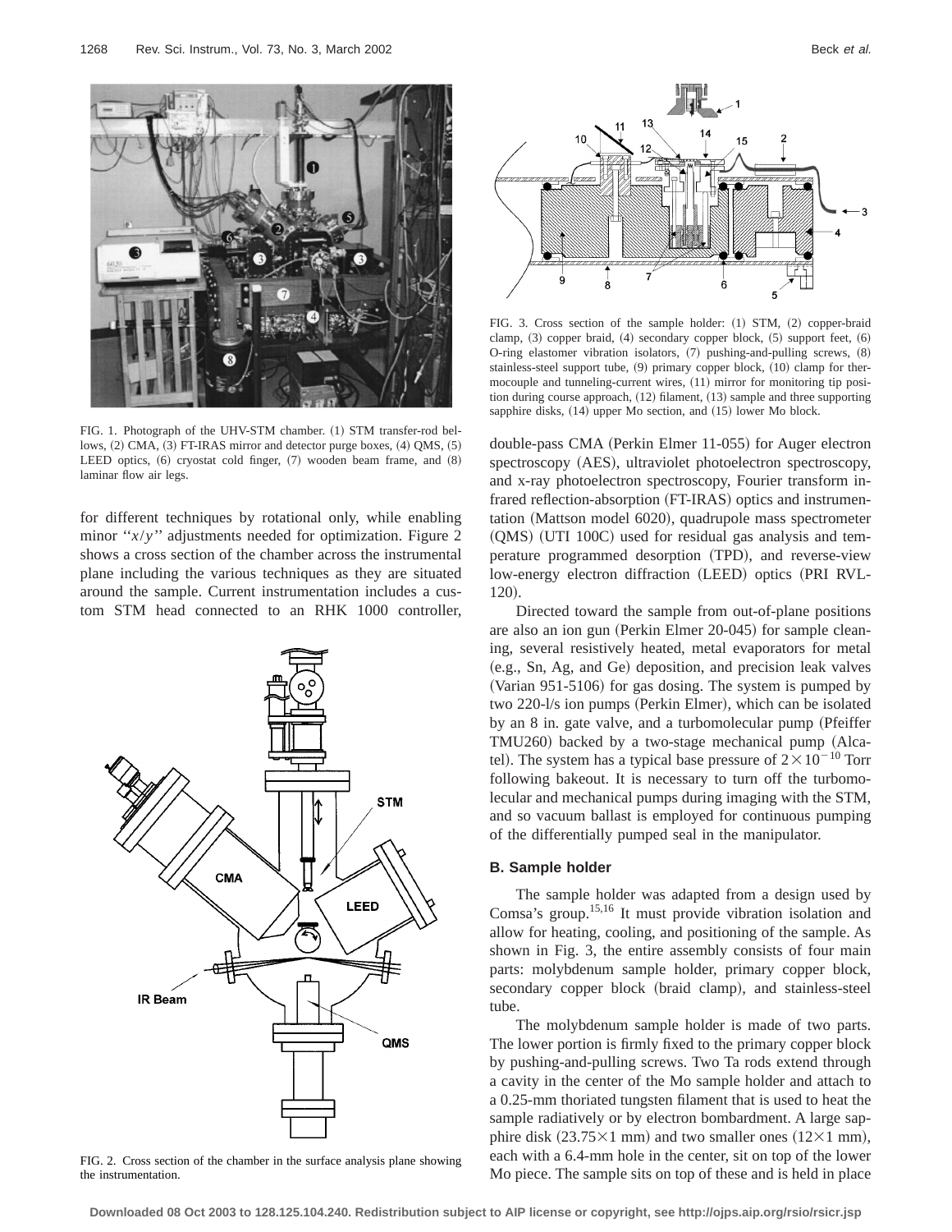FIG. 1. Photograph of the UHV-STM chamber. (1) STM transfer-rod bellows, (2) CMA, (3) FT-IRAS mirror and detector purge boxes, (4) QMS, (5) LEED optics, (6) cryostat cold finger, (7) wooden beam frame, and (8) laminar flow air legs.

for different techniques by rotational only, while enabling minor ''$x/y$'' adjustments needed for optimization. Figure 2 shows a cross section of the chamber across the instrumental plane including the various techniques as they are situated around the sample. Current instrumentation includes a custom STM head connected to an RHK 1000 controller, double-pass CMA (Perkin Elmer 11-055) for Auger electron spectroscopy (AES), ultraviolet photoelectron spectroscopy, and x-ray photoelectron spectroscopy, Fourier transform infrared reflection-absorption (FT-IRAS) optics and instrumentation (Mattson model 6020), quadrupole mass spectrometer (QMS) (UTI 100C) used for residual gas analysis and temperature programmed desorption (TPD), and reverse-view low-energy electron diffraction (LEED) optics (PRI RVL-120).

FIG. 2. Cross section of the chamber in the surface analysis plane showing the instrumentation.

FIG. 3. Cross section of the sample holder: (1) STM, (2) copper-braid clamp, (3) copper braid, (4) secondary copper block, (5) support feet, (6) O-ring elastomer vibration isolators, (7) pushing-and-pulling screws, (8) stainless-steel support tube, (9) primary copper block, (10) clamp for thermocouple and tunneling-current wires, (11) mirror for monitoring tip position during course approach, (12) filament, (13) sample and three supporting sapphire disks, (14) upper Mo section, and (15) lower Mo block.

Directed toward the sample from out-of-plane positions are also an ion gun (Perkin Elmer 20-045) for sample cleaning, several resistively heated, metal evaporators for metal (e.g., Sn, Ag, and Ge) deposition, and precision leak valves (Varian 951-5106) for gas dosing. The system is pumped by two 220-l/s ion pumps (Perkin Elmer), which can be isolated by an 8 in. gate valve, and a turbomolecular pump (Pfeiffer TMU260) backed by a two-stage mechanical pump (Alcatel). The system has a typical base pressure of $2\times10^{-10}$ Torr following bakeout. It is necessary to turn off the turbomolecular and mechanical pumps during imaging with the STM, and so vacuum ballast is employed for continuous pumping of the differentially pumped seal in the manipulator.

### B. Sample holder

The sample holder was adapted from a design used by Comsa's group.[15,16] It must provide vibration isolation and allow for heating, cooling, and positioning of the sample. As shown in Fig. 3, the entire assembly consists of four main parts: molybdenum sample holder, primary copper block, secondary copper block (braid clamp), and stainless-steel tube.

The molybdenum sample holder is made of two parts. The lower portion is firmly fixed to the primary copper block by pushing-and-pulling screws. Two Ta rods extend through a cavity in the center of the Mo sample holder and attach to a 0.25-mm thoriated tungsten filament that is used to heat the sample radiatively or by electron bombardment. A large sapphire disk ($23.75\times1$ mm) and two smaller ones ($12\times1$ mm), each with a 6.4-mm hole in the center, sit on top of the lower Mo piece. The sample sits on top of these and is held in place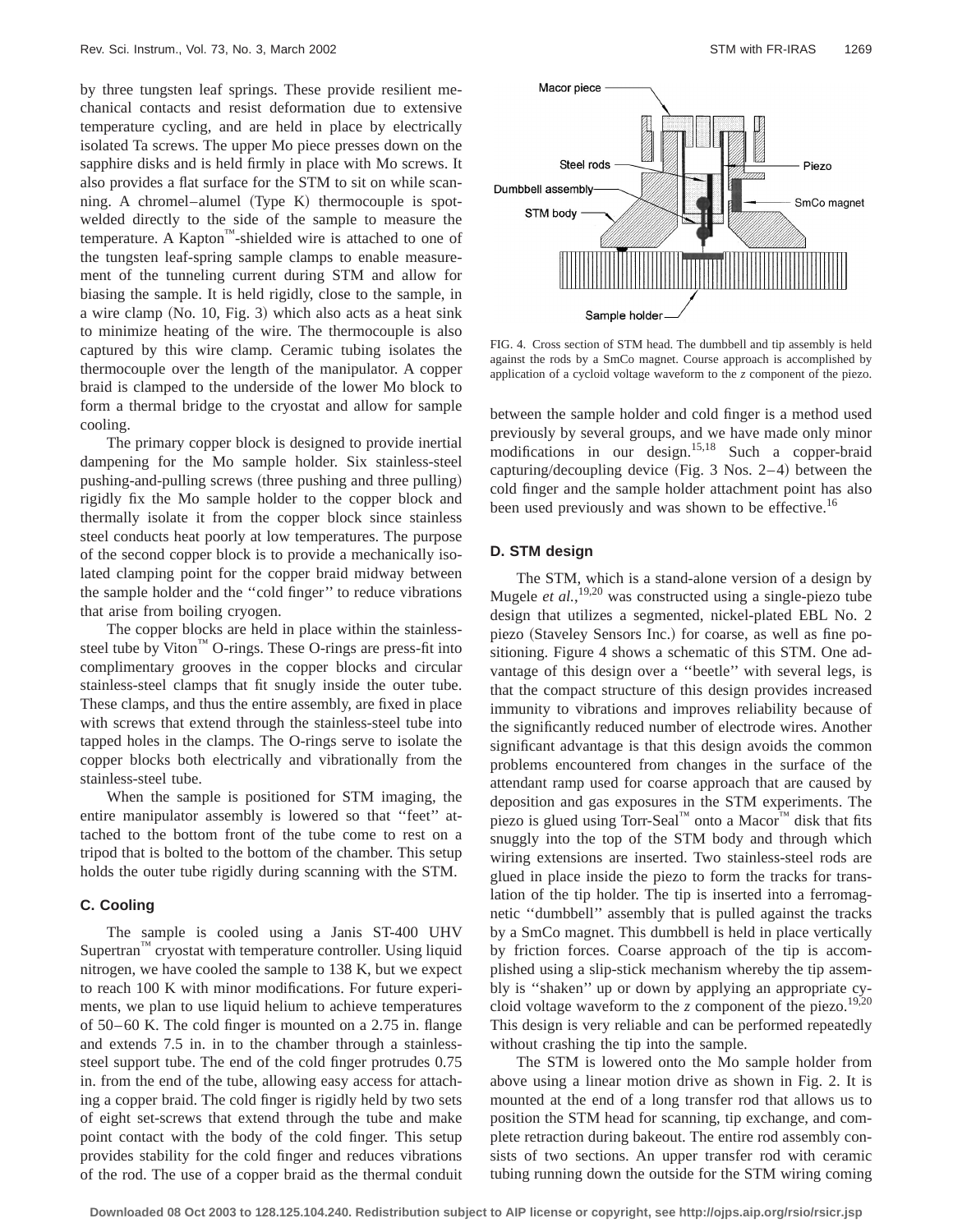by three tungsten leaf springs. These provide resilient mechanical contacts and resist deformation due to extensive temperature cycling, and are held in place by electrically isolated Ta screws. The upper Mo piece presses down on the sapphire disks and is held firmly in place with Mo screws. It also provides a flat surface for the STM to sit on while scanning. A chromel–alumel (Type K) thermocouple is spot-welded directly to the side of the sample to measure the temperature. A Kapton™-shielded wire is attached to one of the tungsten leaf-spring sample clamps to enable measurement of the tunneling current during STM and allow for biasing the sample. It is held rigidly, close to the sample, in a wire clamp (No. 10, Fig. 3) which also acts as a heat sink to minimize heating of the wire. The thermocouple is also captured by this wire clamp. Ceramic tubing isolates the thermocouple over the length of the manipulator. A copper braid is clamped to the underside of the lower Mo block to form a thermal bridge to the cryostat and allow for sample cooling.

The primary copper block is designed to provide inertial dampening for the Mo sample holder. Six stainless-steel pushing-and-pulling screws (three pushing and three pulling) rigidly fix the Mo sample holder to the copper block and thermally isolate it from the copper block since stainless steel conducts heat poorly at low temperatures. The purpose of the second copper block is to provide a mechanically isolated clamping point for the copper braid midway between the sample holder and the "cold finger" to reduce vibrations that arise from boiling cryogen.

The copper blocks are held in place within the stainless-steel tube by Viton™ O-rings. These O-rings are press-fit into complimentary grooves in the copper blocks and circular stainless-steel clamps that fit snugly inside the outer tube. These clamps, and thus the entire assembly, are fixed in place with screws that extend through the stainless-steel tube into tapped holes in the clamps. The O-rings serve to isolate the copper blocks both electrically and vibrationally from the stainless-steel tube.

When the sample is positioned for STM imaging, the entire manipulator assembly is lowered so that "feet" attached to the bottom front of the tube come to rest on a tripod that is bolted to the bottom of the chamber. This setup holds the outer tube rigidly during scanning with the STM.

### C. Cooling

The sample is cooled using a Janis ST-400 UHV Supertran™ cryostat with temperature controller. Using liquid nitrogen, we have cooled the sample to 138 K, but we expect to reach 100 K with minor modifications. For future experiments, we plan to use liquid helium to achieve temperatures of 50–60 K. The cold finger is mounted on a 2.75 in. flange and extends 7.5 in. in to the chamber through a stainless-steel support tube. The end of the cold finger protrudes 0.75 in. from the end of the tube, allowing easy access for attaching a copper braid. The cold finger is rigidly held by two sets of eight set-screws that extend through the tube and make point contact with the body of the cold finger. This setup provides stability for the cold finger and reduces vibrations of the rod. The use of a copper braid as the thermal conduit between the sample holder and cold finger is a method used previously by several groups, and we have made only minor modifications in our design.[15,18] Such a copper-braid capturing/decoupling device (Fig. 3 Nos. 2–4) between the cold finger and the sample holder attachment point has also been used previously and was shown to be effective.[16]

FIG. 4. Cross section of STM head. The dumbbell and tip assembly is held against the rods by a SmCo magnet. Course approach is accomplished by application of a cycloid voltage waveform to the *z* component of the piezo.

### D. STM design

The STM, which is a stand-alone version of a design by Mugele *et al.*,[19,20] was constructed using a single-piezo tube design that utilizes a segmented, nickel-plated EBL No. 2 piezo (Staveley Sensors Inc.) for coarse, as well as fine positioning. Figure 4 shows a schematic of this STM. One advantage of this design over a "beetle" with several legs, is that the compact structure of this design provides increased immunity to vibrations and improves reliability because of the significantly reduced number of electrode wires. Another significant advantage is that this design avoids the common problems encountered from changes in the surface of the attendant ramp used for coarse approach that are caused by deposition and gas exposures in the STM experiments. The piezo is glued using Torr-Seal™ onto a Macor™ disk that fits snugly into the top of the STM body and through which wiring extensions are inserted. Two stainless-steel rods are glued in place inside the piezo to form the tracks for translation of the tip holder. The tip is inserted into a ferromagnetic "dumbbell" assembly that is pulled against the tracks by a SmCo magnet. This dumbbell is held in place vertically by friction forces. Coarse approach of the tip is accomplished using a slip-stick mechanism whereby the tip assembly is "shaken" up or down by applying an appropriate cycloid voltage waveform to the *z* component of the piezo.[19,20] This design is very reliable and can be performed repeatedly without crashing the tip into the sample.

The STM is lowered onto the Mo sample holder from above using a linear motion drive as shown in Fig. 2. It is mounted at the end of a long transfer rod that allows us to position the STM head for scanning, tip exchange, and complete retraction during bakeout. The entire rod assembly consists of two sections. An upper transfer rod with ceramic tubing running down the outside for the STM wiring coming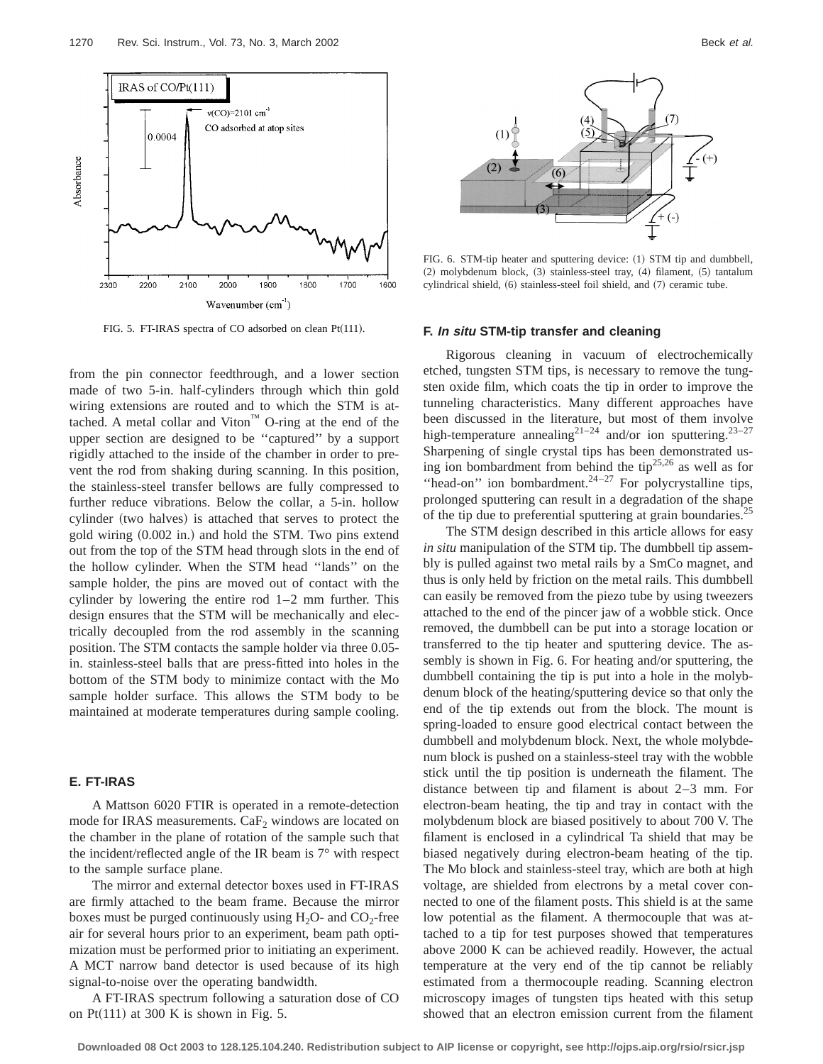FIG. 5. FT-IRAS spectra of CO adsorbed on clean Pt(111).

from the pin connector feedthrough, and a lower section made of two 5-in. half-cylinders through which thin gold wiring extensions are routed and to which the STM is attached. A metal collar and Viton™ O-ring at the end of the upper section are designed to be "captured" by a support rigidly attached to the inside of the chamber in order to prevent the rod from shaking during scanning. In this position, the stainless-steel transfer bellows are fully compressed to further reduce vibrations. Below the collar, a 5-in. hollow cylinder (two halves) is attached that serves to protect the gold wiring (0.002 in.) and hold the STM. Two pins extend out from the top of the STM head through slots in the end of the hollow cylinder. When the STM head "lands" on the sample holder, the pins are moved out of contact with the cylinder by lowering the entire rod 1–2 mm further. This design ensures that the STM will be mechanically and electrically decoupled from the rod assembly in the scanning position. The STM contacts the sample holder via three 0.05-in. stainless-steel balls that are press-fitted into holes in the bottom of the STM body to minimize contact with the Mo sample holder surface. This allows the STM body to be maintained at moderate temperatures during sample cooling.

## E. FT-IRAS

A Mattson 6020 FTIR is operated in a remote-detection mode for IRAS measurements. $CaF_2$ windows are located on the chamber in the plane of rotation of the sample such that the incident/reflected angle of the IR beam is 7° with respect to the sample surface plane.

The mirror and external detector boxes used in FT-IRAS are firmly attached to the beam frame. Because the mirror boxes must be purged continuously using $H_2O$- and $CO_2$-free air for several hours prior to an experiment, beam path optimization must be performed prior to initiating an experiment. A MCT narrow band detector is used because of its high signal-to-noise over the operating bandwidth.

A FT-IRAS spectrum following a saturation dose of CO on Pt(111) at 300 K is shown in Fig. 5.

FIG. 6. STM-tip heater and sputtering device: (1) STM tip and dumbbell, (2) molybdenum block, (3) stainless-steel tray, (4) filament, (5) tantalum cylindrical shield, (6) stainless-steel foil shield, and (7) ceramic tube.

## F. *In situ* STM-tip transfer and cleaning

Rigorous cleaning in vacuum of electrochemically etched, tungsten STM tips, is necessary to remove the tungsten oxide film, which coats the tip in order to improve the tunneling characteristics. Many different approaches have been discussed in the literature, but most of them involve high-temperature annealing[21–24] and/or ion sputtering.[23–27] Sharpening of single crystal tips has been demonstrated using ion bombardment from behind the tip[25,26] as well as for "head-on" ion bombardment.[24–27] For polycrystalline tips, prolonged sputtering can result in a degradation of the shape of the tip due to preferential sputtering at grain boundaries.[25]

The STM design described in this article allows for easy *in situ* manipulation of the STM tip. The dumbbell tip assembly is pulled against two metal rails by a SmCo magnet, and thus is only held by friction on the metal rails. This dumbbell can easily be removed from the piezo tube by using tweezers attached to the end of the pincer jaw of a wobble stick. Once removed, the dumbbell can be put into a storage location or transferred to the tip heater and sputtering device. The assembly is shown in Fig. 6. For heating and/or sputtering, the dumbbell containing the tip is put into a hole in the molybdenum block of the heating/sputtering device so that only the end of the tip extends out from the block. The mount is spring-loaded to ensure good electrical contact between the dumbbell and molybdenum block. Next, the whole molybdenum block is pushed on a stainless-steel tray with the wobble stick until the tip position is underneath the filament. The distance between tip and filament is about 2–3 mm. For electron-beam heating, the tip and tray in contact with the molybdenum block are biased positively to about 700 V. The filament is enclosed in a cylindrical Ta shield that may be biased negatively during electron-beam heating of the tip. The Mo block and stainless-steel tray, which are both at high voltage, are shielded from electrons by a metal cover connected to one of the filament posts. This shield is at the same low potential as the filament. A thermocouple that was attached to a tip for test purposes showed that temperatures above 2000 K can be achieved readily. However, the actual temperature at the very end of the tip cannot be reliably estimated from a thermocouple reading. Scanning electron microscopy images of tungsten tips heated with this setup showed that an electron emission current from the filament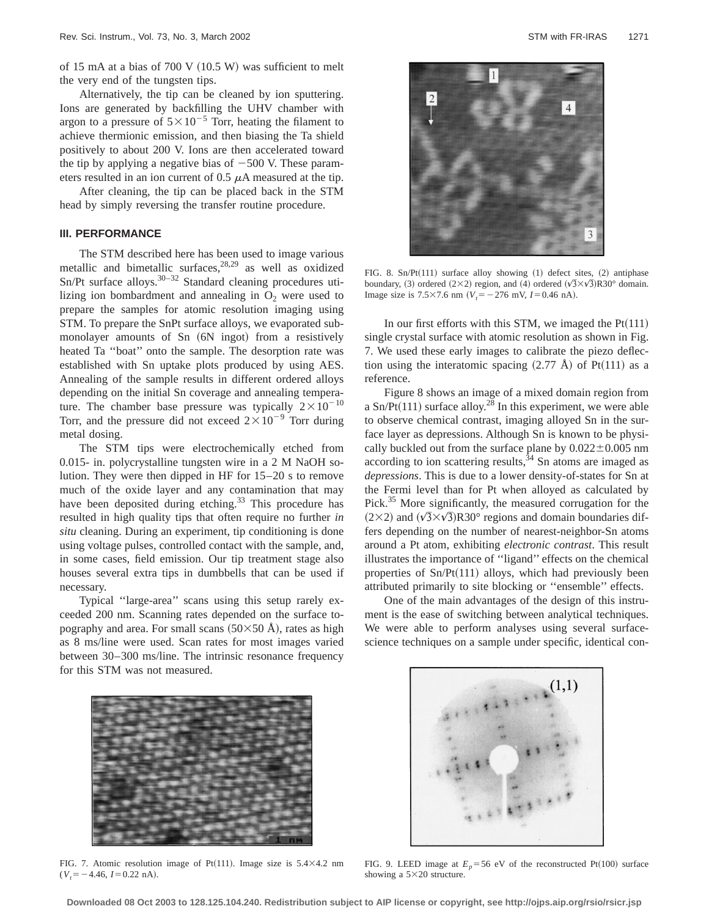of 15 mA at a bias of 700 V (10.5 W) was sufficient to melt the very end of the tungsten tips.

Alternatively, the tip can be cleaned by ion sputtering. Ions are generated by backfilling the UHV chamber with argon to a pressure of $5\times10^{-5}$ Torr, heating the filament to achieve thermionic emission, and then biasing the Ta shield positively to about 200 V. Ions are then accelerated toward the tip by applying a negative bias of $-500$ V. These parameters resulted in an ion current of 0.5 $\mu$A measured at the tip.

After cleaning, the tip can be placed back in the STM head by simply reversing the transfer routine procedure.

## III. PERFORMANCE

The STM described here has been used to image various metallic and bimetallic surfaces,[28,29] as well as oxidized Sn/Pt surface alloys.[30–32] Standard cleaning procedures utilizing ion bombardment and annealing in $O_2$ were used to prepare the samples for atomic resolution imaging using STM. To prepare the SnPt surface alloys, we evaporated submonolayer amounts of Sn (6N ingot) from a resistively heated Ta ''boat'' onto the sample. The desorption rate was established with Sn uptake plots produced by using AES. Annealing of the sample results in different ordered alloys depending on the initial Sn coverage and annealing temperature. The chamber base pressure was typically $2\times10^{-10}$ Torr, and the pressure did not exceed $2\times10^{-9}$ Torr during metal dosing.

The STM tips were electrochemically etched from 0.015- in. polycrystalline tungsten wire in a 2 M NaOH solution. They were then dipped in HF for 15–20 s to remove much of the oxide layer and any contamination that may have been deposited during etching.[33] This procedure has resulted in high quality tips that often require no further *in situ* cleaning. During an experiment, tip conditioning is done using voltage pulses, controlled contact with the sample, and, in some cases, field emission. Our tip treatment stage also houses several extra tips in dumbbells that can be used if necessary.

Typical ''large-area'' scans using this setup rarely exceeded 200 nm. Scanning rates depended on the surface topography and area. For small scans (50×50 Å), rates as high as 8 ms/line were used. Scan rates for most images varied between 30–300 ms/line. The intrinsic resonance frequency for this STM was not measured.

FIG. 7. Atomic resolution image of Pt(111). Image size is 5.4×4.2 nm ($V_t=-4.46$, $I=0.22$ nA).

FIG. 8. Sn/Pt(111) surface alloy showing (1) defect sites, (2) antiphase boundary, (3) ordered (2×2) region, and (4) ordered $(\sqrt{3}\times\sqrt{3})$R30° domain. Image size is 7.5×7.6 nm ($V_t=-276$ mV, $I=0.46$ nA).

In our first efforts with this STM, we imaged the Pt(111) single crystal surface with atomic resolution as shown in Fig. 7. We used these early images to calibrate the piezo deflection using the interatomic spacing (2.77 Å) of Pt(111) as a reference.

Figure 8 shows an image of a mixed domain region from a Sn/Pt(111) surface alloy.[28] In this experiment, we were able to observe chemical contrast, imaging alloyed Sn in the surface layer as depressions. Although Sn is known to be physically buckled out from the surface plane by $0.022\pm0.005$ nm according to ion scattering results,[34] Sn atoms are imaged as *depressions*. This is due to a lower density-of-states for Sn at the Fermi level than for Pt when alloyed as calculated by Pick.[35] More significantly, the measured corrugation for the (2×2) and $(\sqrt{3}\times\sqrt{3})$R30° regions and domain boundaries differs depending on the number of nearest-neighbor-Sn atoms around a Pt atom, exhibiting *electronic contrast*. This result illustrates the importance of ''ligand'' effects on the chemical properties of Sn/Pt(111) alloys, which had previously been attributed primarily to site blocking or ''ensemble'' effects.

One of the main advantages of the design of this instrument is the ease of switching between analytical techniques. We were able to perform analyses using several surface-science techniques on a sample under specific, identical con-

FIG. 9. LEED image at $E_p=56$ eV of the reconstructed Pt(100) surface showing a 5×20 structure.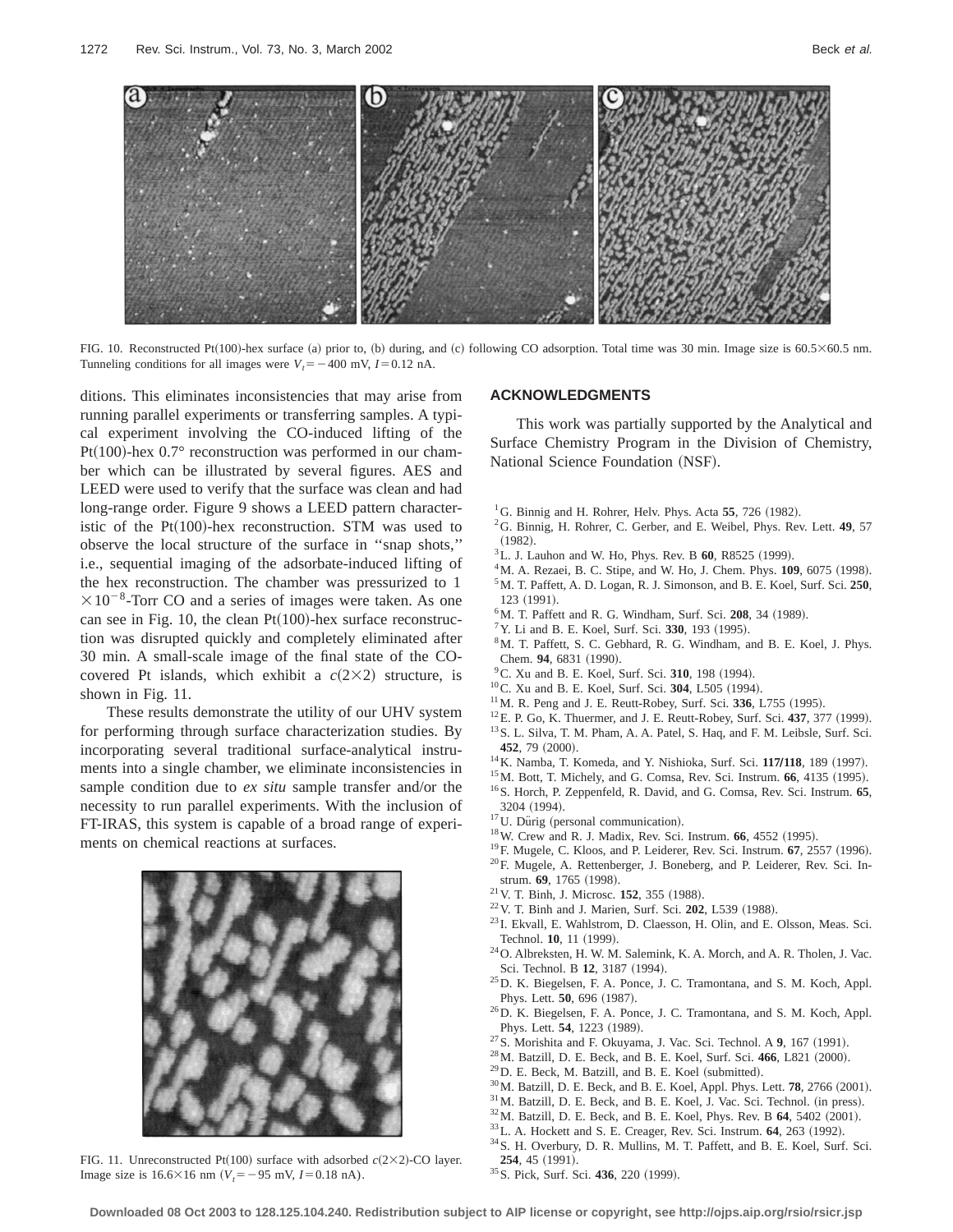FIG. 10. Reconstructed Pt(100)-hex surface (a) prior to, (b) during, and (c) following CO adsorption. Total time was 30 min. Image size is 60.5×60.5 nm. Tunneling conditions for all images were $V_t = -400$ mV, $I = 0.12$ nA.

ditions. This eliminates inconsistencies that may arise from running parallel experiments or transferring samples. A typical experiment involving the CO-induced lifting of the Pt(100)-hex 0.7° reconstruction was performed in our chamber which can be illustrated by several figures. AES and LEED were used to verify that the surface was clean and had long-range order. Figure 9 shows a LEED pattern characteristic of the Pt(100)-hex reconstruction. STM was used to observe the local structure of the surface in "snap shots," i.e., sequential imaging of the adsorbate-induced lifting of the hex reconstruction. The chamber was pressurized to $1 \times 10^{-8}$-Torr CO and a series of images were taken. As one can see in Fig. 10, the clean Pt(100)-hex surface reconstruction was disrupted quickly and completely eliminated after 30 min. A small-scale image of the final state of the CO-covered Pt islands, which exhibit a $c(2\times2)$ structure, is shown in Fig. 11.

These results demonstrate the utility of our UHV system for performing through surface characterization studies. By incorporating several traditional surface-analytical instruments into a single chamber, we eliminate inconsistencies in sample condition due to *ex situ* sample transfer and/or the necessity to run parallel experiments. With the inclusion of FT-IRAS, this system is capable of a broad range of experiments on chemical reactions at surfaces.

FIG. 11. Unreconstructed Pt(100) surface with adsorbed $c(2\times2)$-CO layer. Image size is 16.6×16 nm ($V_t = -95$ mV, $I = 0.18$ nA).

## ACKNOWLEDGMENTS

This work was partially supported by the Analytical and Surface Chemistry Program in the Division of Chemistry, National Science Foundation (NSF).

[1] G. Binnig and H. Rohrer, Helv. Phys. Acta **55**, 726 (1982).
[2] G. Binnig, H. Rohrer, C. Gerber, and E. Weibel, Phys. Rev. Lett. **49**, 57 (1982).
[3] L. J. Lauhon and W. Ho, Phys. Rev. B **60**, R8525 (1999).
[4] M. A. Rezaei, B. C. Stipe, and W. Ho, J. Chem. Phys. **109**, 6075 (1998).
[5] M. T. Paffett, A. D. Logan, R. J. Simonson, and B. E. Koel, Surf. Sci. **250**, 123 (1991).
[6] M. T. Paffett and R. G. Windham, Surf. Sci. **208**, 34 (1989).
[7] Y. Li and B. E. Koel, Surf. Sci. **330**, 193 (1995).
[8] M. T. Paffett, S. C. Gebhard, R. G. Windham, and B. E. Koel, J. Phys. Chem. **94**, 6831 (1990).
[9] C. Xu and B. E. Koel, Surf. Sci. **310**, 198 (1994).
[10] C. Xu and B. E. Koel, Surf. Sci. **304**, L505 (1994).
[11] M. R. Peng and J. E. Reutt-Robey, Surf. Sci. **336**, L755 (1995).
[12] E. P. Go, K. Thuermer, and J. E. Reutt-Robey, Surf. Sci. **437**, 377 (1999).
[13] S. L. Silva, T. M. Pham, A. A. Patel, S. Haq, and F. M. Leibsle, Surf. Sci. **452**, 79 (2000).
[14] K. Namba, T. Komeda, and Y. Nishioka, Surf. Sci. **117/118**, 189 (1997).
[15] M. Bott, T. Michely, and G. Comsa, Rev. Sci. Instrum. **66**, 4135 (1995).
[16] S. Horch, P. Zeppenfeld, R. David, and G. Comsa, Rev. Sci. Instrum. **65**, 3204 (1994).
[17] U. Dürig (personal communication).
[18] W. Crew and R. J. Madix, Rev. Sci. Instrum. **66**, 4552 (1995).
[19] F. Mugele, C. Kloos, and P. Leiderer, Rev. Sci. Instrum. **67**, 2557 (1996).
[20] F. Mugele, A. Rettenberger, J. Boneberg, and P. Leiderer, Rev. Sci. Instrum. **69**, 1765 (1998).
[21] V. T. Binh, J. Microsc. **152**, 355 (1988).
[22] V. T. Binh and J. Marien, Surf. Sci. **202**, L539 (1988).
[23] I. Ekvall, E. Wahlstrom, D. Claesson, H. Olin, and E. Olsson, Meas. Sci. Technol. **10**, 11 (1999).
[24] O. Albreksten, H. W. M. Salemink, K. A. Morch, and A. R. Tholen, J. Vac. Sci. Technol. B **12**, 3187 (1994).
[25] D. K. Biegelsen, F. A. Ponce, J. C. Tramontana, and S. M. Koch, Appl. Phys. Lett. **50**, 696 (1987).
[26] D. K. Biegelsen, F. A. Ponce, J. C. Tramontana, and S. M. Koch, Appl. Phys. Lett. **54**, 1223 (1989).
[27] S. Morishita and F. Okuyama, J. Vac. Sci. Technol. A **9**, 167 (1991).
[28] M. Batzill, D. E. Beck, and B. E. Koel, Surf. Sci. **466**, L821 (2000).
[29] D. E. Beck, M. Batzill, and B. E. Koel (submitted).
[30] M. Batzill, D. E. Beck, and B. E. Koel, Appl. Phys. Lett. **78**, 2766 (2001).
[31] M. Batzill, D. E. Beck, and B. E. Koel, J. Vac. Sci. Technol. (in press).
[32] M. Batzill, D. E. Beck, and B. E. Koel, Phys. Rev. B **64**, 5402 (2001).
[33] L. A. Hockett and S. E. Creager, Rev. Sci. Instrum. **64**, 263 (1992).
[34] S. H. Overbury, D. R. Mullins, M. T. Paffett, and B. E. Koel, Surf. Sci. **254**, 45 (1991).
[35] S. Pick, Surf. Sci. **436**, 220 (1999).